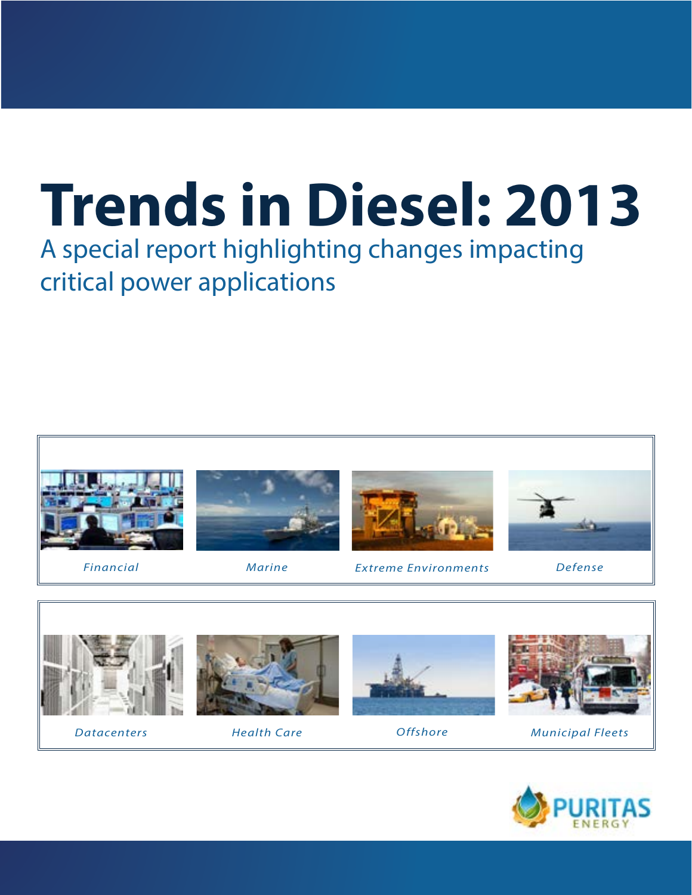# Trends in Diesel: 2013

## A special report highlighting changes impacting critical power applications

*Financial* *Marine* *Extreme Environments* *Defense*

*Datacenters* *Health Care* *Offshore* *Municipal Fleets*

PURITAS ENERGY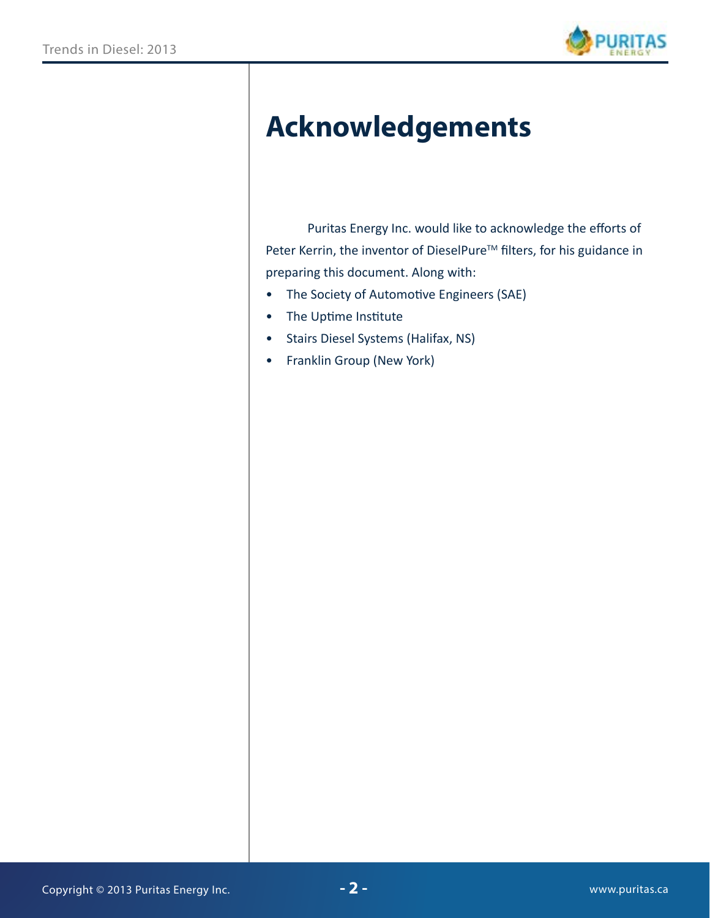# Acknowledgements

Puritas Energy Inc. would like to acknowledge the efforts of Peter Kerrin, the inventor of DieselPure™ filters, for his guidance in preparing this document. Along with:

- The Society of Automotive Engineers (SAE)
- The Uptime Institute
- Stairs Diesel Systems (Halifax, NS)
- Franklin Group (New York)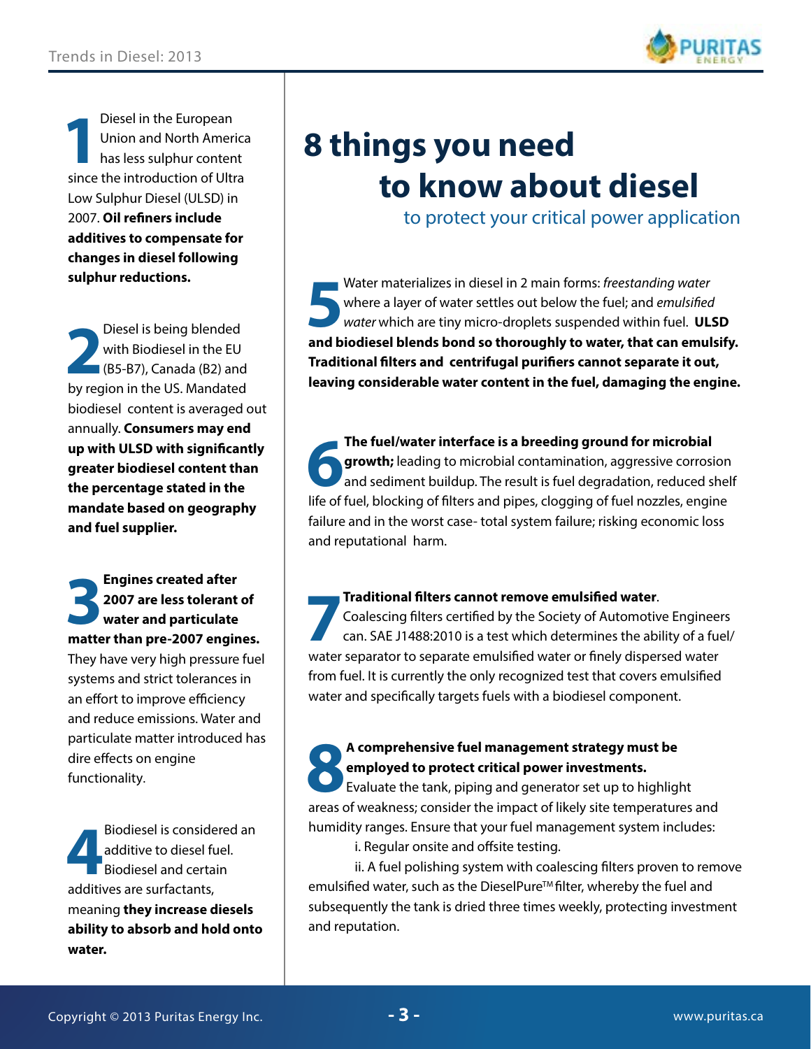# 8 things you need to know about diesel

### to protect your critical power application

**1** Diesel in the European Union and North America has less sulphur content since the introduction of Ultra Low Sulphur Diesel (ULSD) in 2007. **Oil refiners include additives to compensate for changes in diesel following sulphur reductions.**

**2** Diesel is being blended with Biodiesel in the EU (B5-B7), Canada (B2) and by region in the US. Mandated biodiesel content is averaged out annually. **Consumers may end up with ULSD with significantly greater biodiesel content than the percentage stated in the mandate based on geography and fuel supplier.**

**3** **Engines created after 2007 are less tolerant of water and particulate matter than pre-2007 engines.** They have very high pressure fuel systems and strict tolerances in an effort to improve efficiency and reduce emissions. Water and particulate matter introduced has dire effects on engine functionality.

**4** Biodiesel is considered an additive to diesel fuel. Biodiesel and certain additives are surfactants, meaning **they increase diesels ability to absorb and hold onto water.**

**5** Water materializes in diesel in 2 main forms: *freestanding water* where a layer of water settles out below the fuel; and *emulsified water* which are tiny micro-droplets suspended within fuel. **ULSD and biodiesel blends bond so thoroughly to water, that can emulsify. Traditional filters and centrifugal purifiers cannot separate it out, leaving considerable water content in the fuel, damaging the engine.**

**6** **The fuel/water interface is a breeding ground for microbial growth;** leading to microbial contamination, aggressive corrosion and sediment buildup. The result is fuel degradation, reduced shelf life of fuel, blocking of filters and pipes, clogging of fuel nozzles, engine failure and in the worst case- total system failure; risking economic loss and reputational harm.

**7** **Traditional filters cannot remove emulsified water**. Coalescing filters certified by the Society of Automotive Engineers can. SAE J1488:2010 is a test which determines the ability of a fuel/water separator to separate emulsified water or finely dispersed water from fuel. It is currently the only recognized test that covers emulsified water and specifically targets fuels with a biodiesel component.

**8** **A comprehensive fuel management strategy must be employed to protect critical power investments.** Evaluate the tank, piping and generator set up to highlight areas of weakness; consider the impact of likely site temperatures and humidity ranges. Ensure that your fuel management system includes:

i. Regular onsite and offsite testing.

ii. A fuel polishing system with coalescing filters proven to remove emulsified water, such as the DieselPure™ filter, whereby the fuel and subsequently the tank is dried three times weekly, protecting investment and reputation.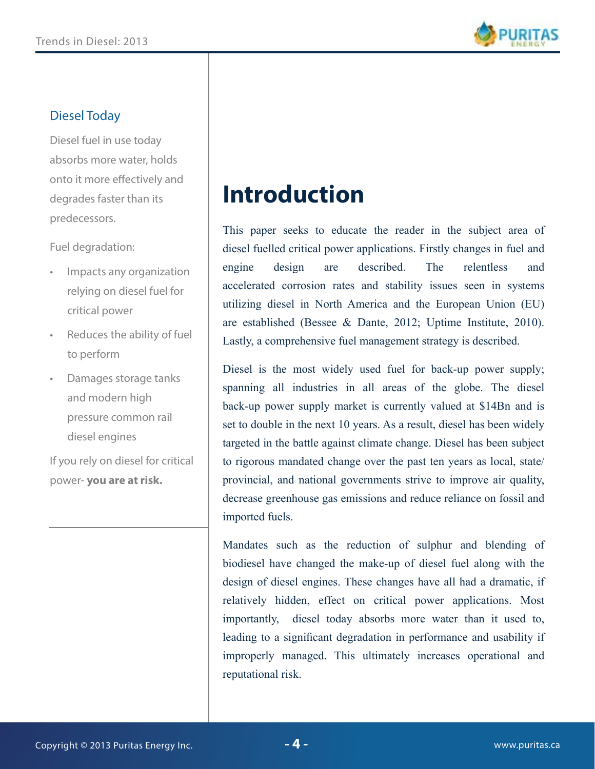## Diesel Today

Diesel fuel in use today absorbs more water, holds onto it more effectively and degrades faster than its predecessors.

Fuel degradation:

- Impacts any organization relying on diesel fuel for critical power
- Reduces the ability of fuel to perform
- Damages storage tanks and modern high pressure common rail diesel engines

If you rely on diesel for critical power- **you are at risk.**

# Introduction

This paper seeks to educate the reader in the subject area of diesel fuelled critical power applications. Firstly changes in fuel and engine design are described. The relentless and accelerated corrosion rates and stability issues seen in systems utilizing diesel in North America and the European Union (EU) are established (Bessee & Dante, 2012; Uptime Institute, 2010). Lastly, a comprehensive fuel management strategy is described.

Diesel is the most widely used fuel for back-up power supply; spanning all industries in all areas of the globe. The diesel back-up power supply market is currently valued at $14Bn and is set to double in the next 10 years. As a result, diesel has been widely targeted in the battle against climate change. Diesel has been subject to rigorous mandated change over the past ten years as local, state/provincial, and national governments strive to improve air quality, decrease greenhouse gas emissions and reduce reliance on fossil and imported fuels.

Mandates such as the reduction of sulphur and blending of biodiesel have changed the make-up of diesel fuel along with the design of diesel engines. These changes have all had a dramatic, if relatively hidden, effect on critical power applications. Most importantly, diesel today absorbs more water than it used to, leading to a significant degradation in performance and usability if improperly managed. This ultimately increases operational and reputational risk.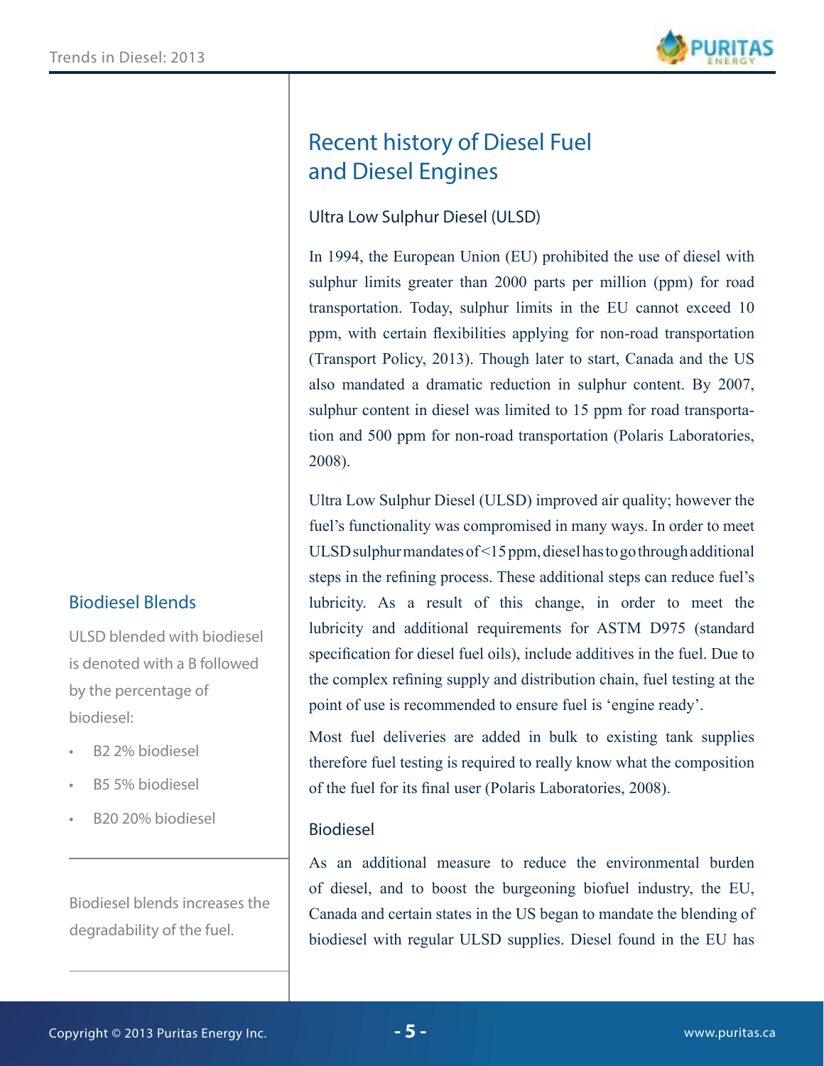# Recent history of Diesel Fuel and Diesel Engines

## Ultra Low Sulphur Diesel (ULSD)

In 1994, the European Union (EU) prohibited the use of diesel with sulphur limits greater than 2000 parts per million (ppm) for road transportation. Today, sulphur limits in the EU cannot exceed 10 ppm, with certain flexibilities applying for non-road transportation (Transport Policy, 2013). Though later to start, Canada and the US also mandated a dramatic reduction in sulphur content. By 2007, sulphur content in diesel was limited to 15 ppm for road transportation and 500 ppm for non-road transportation (Polaris Laboratories, 2008).

Ultra Low Sulphur Diesel (ULSD) improved air quality; however the fuel's functionality was compromised in many ways. In order to meet ULSD sulphur mandates of <15 ppm, diesel has to go through additional steps in the refining process. These additional steps can reduce fuel's lubricity. As a result of this change, in order to meet the lubricity and additional requirements for ASTM D975 (standard specification for diesel fuel oils), include additives in the fuel. Due to the complex refining supply and distribution chain, fuel testing at the point of use is recommended to ensure fuel is 'engine ready'.

Most fuel deliveries are added in bulk to existing tank supplies therefore fuel testing is required to really know what the composition of the fuel for its final user (Polaris Laboratories, 2008).

### Biodiesel Blends

ULSD blended with biodiesel is denoted with a B followed by the percentage of biodiesel:

- B2 2% biodiesel
- B5 5% biodiesel
- B20 20% biodiesel

Biodiesel blends increases the degradability of the fuel.

## Biodiesel

As an additional measure to reduce the environmental burden of diesel, and to boost the burgeoning biofuel industry, the EU, Canada and certain states in the US began to mandate the blending of biodiesel with regular ULSD supplies. Diesel found in the EU has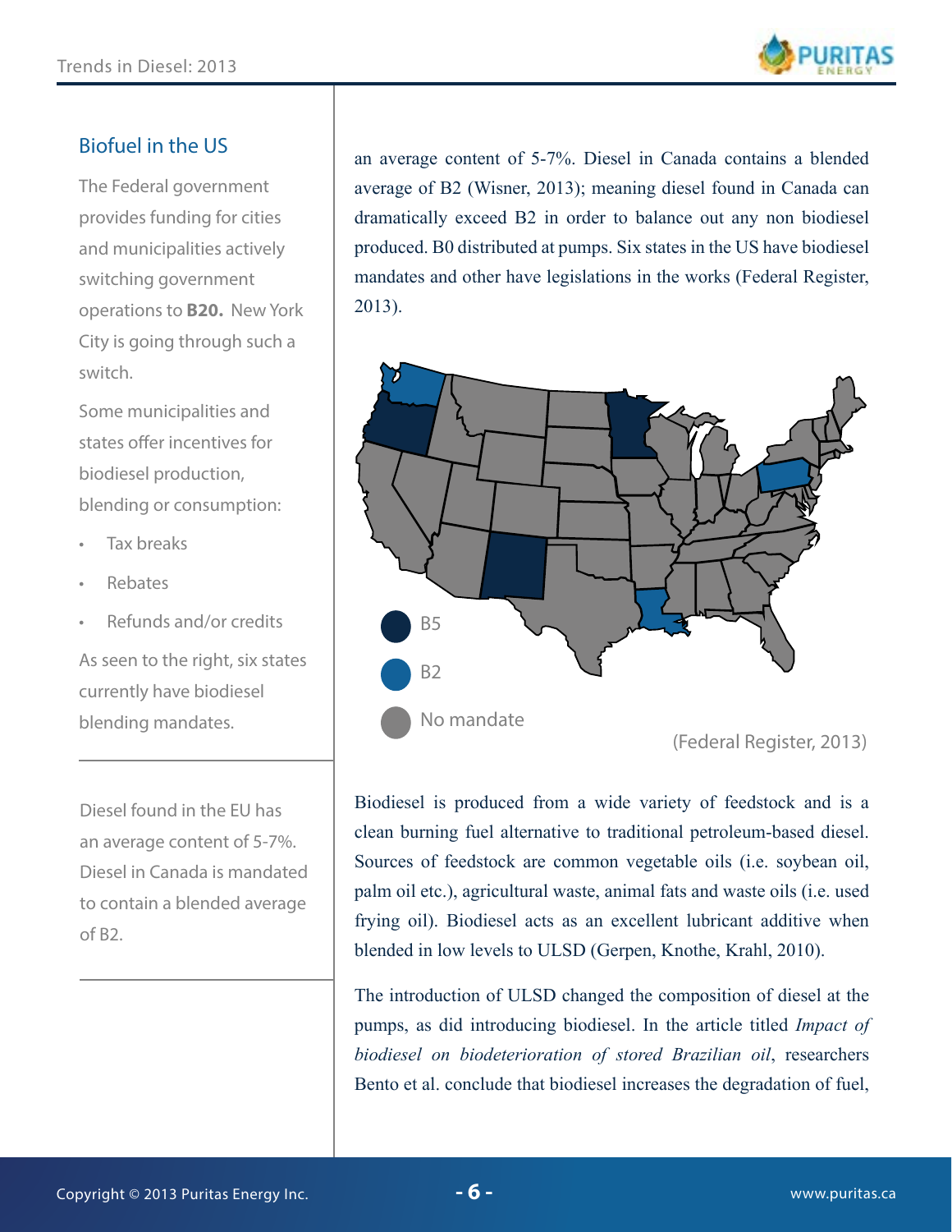## Biofuel in the US

The Federal government provides funding for cities and municipalities actively switching government operations to **B20.** New York City is going through such a switch.

Some municipalities and states offer incentives for biodiesel production, blending or consumption:

- Tax breaks
- Rebates
- Refunds and/or credits

As seen to the right, six states currently have biodiesel blending mandates.

---

Diesel found in the EU has an average content of 5-7%. Diesel in Canada is mandated to contain a blended average of B2.

---

an average content of 5-7%. Diesel in Canada contains a blended average of B2 (Wisner, 2013); meaning diesel found in Canada can dramatically exceed B2 in order to balance out any non biodiesel produced. B0 distributed at pumps. Six states in the US have biodiesel mandates and other have legislations in the works (Federal Register, 2013).

B5

B2

No mandate

(Federal Register, 2013)

Biodiesel is produced from a wide variety of feedstock and is a clean burning fuel alternative to traditional petroleum-based diesel. Sources of feedstock are common vegetable oils (i.e. soybean oil, palm oil etc.), agricultural waste, animal fats and waste oils (i.e. used frying oil). Biodiesel acts as an excellent lubricant additive when blended in low levels to ULSD (Gerpen, Knothe, Krahl, 2010).

The introduction of ULSD changed the composition of diesel at the pumps, as did introducing biodiesel. In the article titled *Impact of biodiesel on biodeterioration of stored Brazilian oil*, researchers Bento et al. conclude that biodiesel increases the degradation of fuel,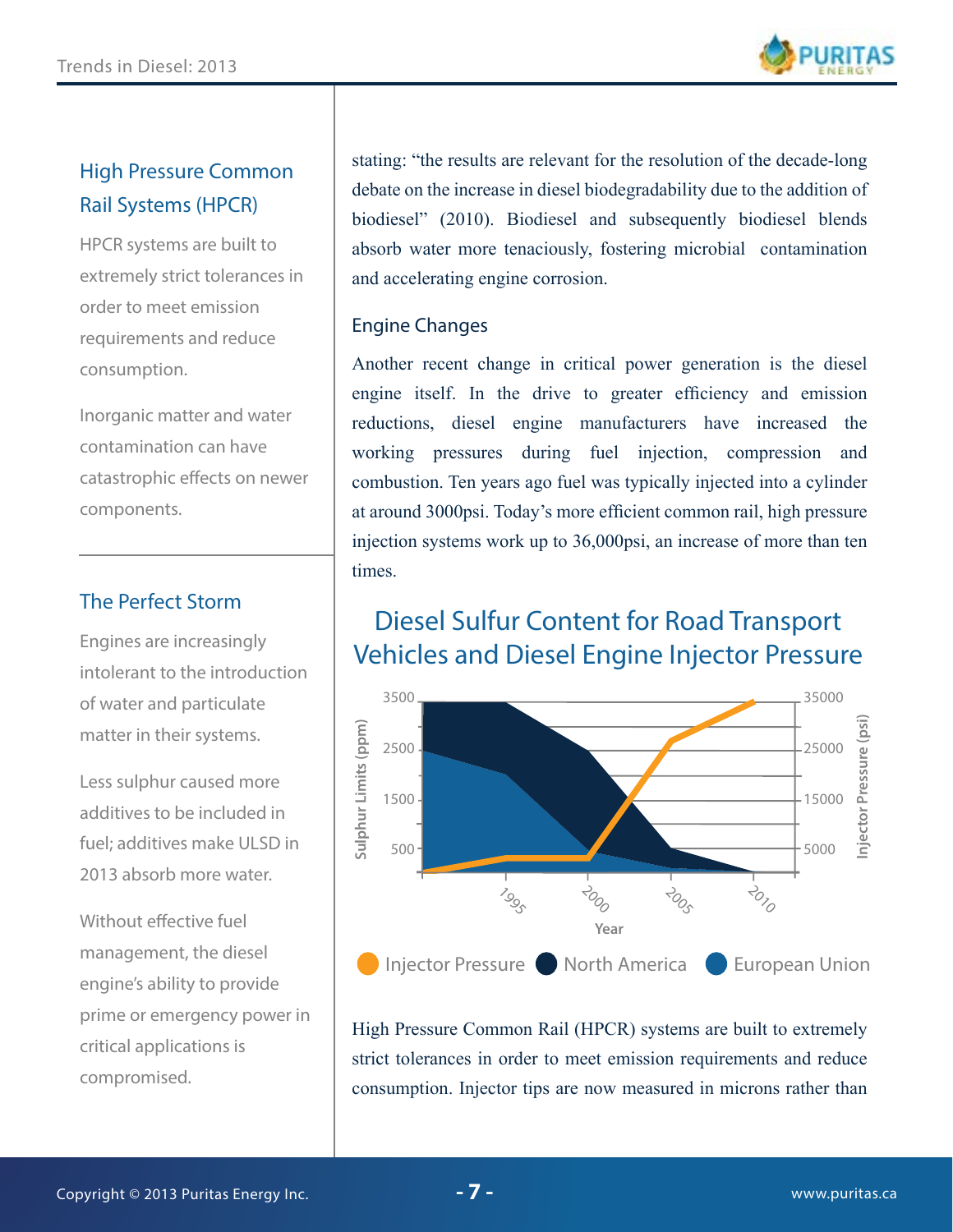## High Pressure Common Rail Systems (HPCR)

HPCR systems are built to extremely strict tolerances in order to meet emission requirements and reduce consumption.

Inorganic matter and water contamination can have catastrophic effects on newer components.

## The Perfect Storm

Engines are increasingly intolerant to the introduction of water and particulate matter in their systems.

Less sulphur caused more additives to be included in fuel; additives make ULSD in 2013 absorb more water.

Without effective fuel management, the diesel engine's ability to provide prime or emergency power in critical applications is compromised.

stating: "the results are relevant for the resolution of the decade-long debate on the increase in diesel biodegradability due to the addition of biodiesel" (2010). Biodiesel and subsequently biodiesel blends absorb water more tenaciously, fostering microbial contamination and accelerating engine corrosion.

### Engine Changes

Another recent change in critical power generation is the diesel engine itself. In the drive to greater efficiency and emission reductions, diesel engine manufacturers have increased the working pressures during fuel injection, compression and combustion. Ten years ago fuel was typically injected into a cylinder at around 3000psi. Today's more efficient common rail, high pressure injection systems work up to 36,000psi, an increase of more than ten times.

## Diesel Sulfur Content for Road Transport Vehicles and Diesel Engine Injector Pressure

High Pressure Common Rail (HPCR) systems are built to extremely strict tolerances in order to meet emission requirements and reduce consumption. Injector tips are now measured in microns rather than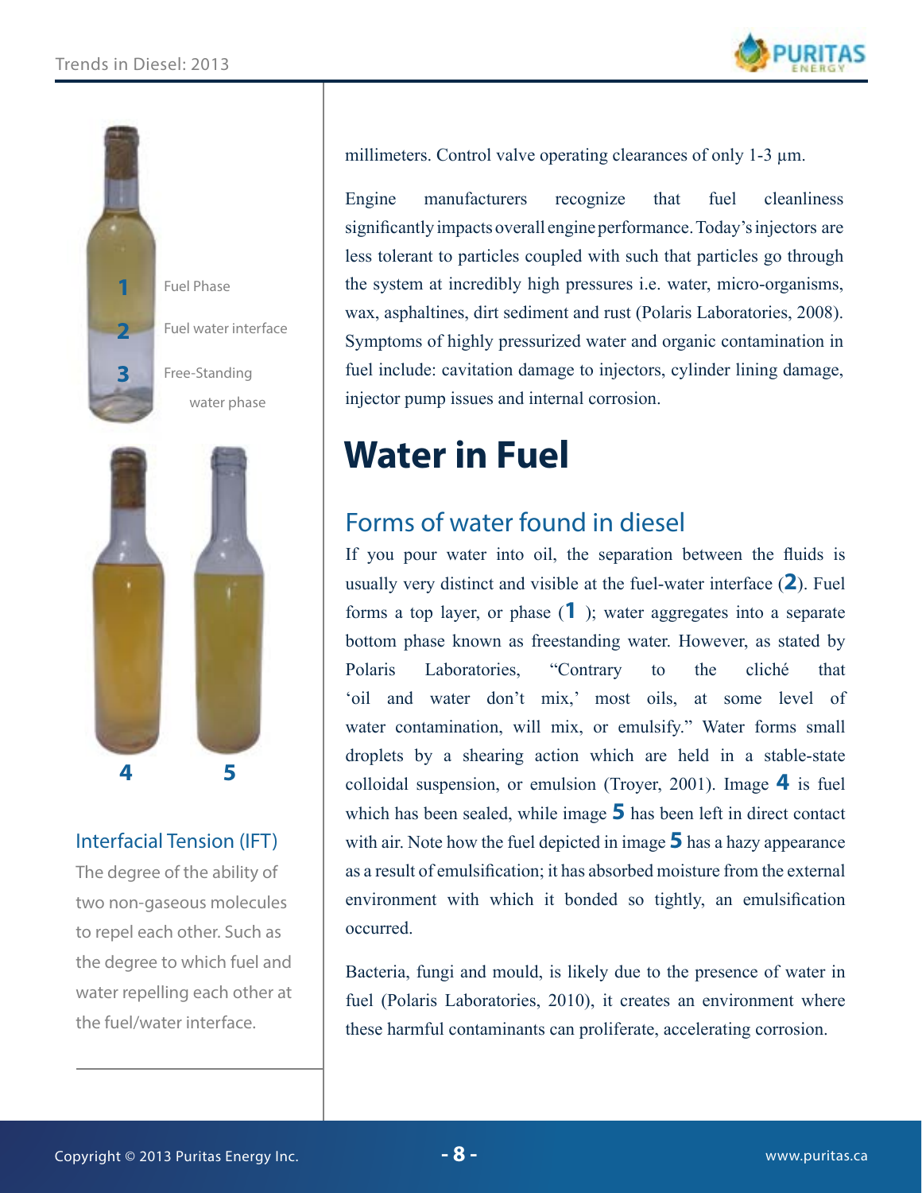millimeters. Control valve operating clearances of only 1-3 µm.

Engine manufacturers recognize that fuel cleanliness significantly impacts overall engine performance. Today's injectors are less tolerant to particles coupled with such that particles go through the system at incredibly high pressures i.e. water, micro-organisms, wax, asphaltines, dirt sediment and rust (Polaris Laboratories, 2008). Symptoms of highly pressurized water and organic contamination in fuel include: cavitation damage to injectors, cylinder lining damage, injector pump issues and internal corrosion.

1 Fuel Phase

2 Fuel water interface

3 Free-Standing water phase

4 5

### Interfacial Tension (IFT)

The degree of the ability of two non-gaseous molecules to repel each other. Such as the degree to which fuel and water repelling each other at the fuel/water interface.

# Water in Fuel

## Forms of water found in diesel

If you pour water into oil, the separation between the fluids is usually very distinct and visible at the fuel-water interface (**2**). Fuel forms a top layer, or phase (**1** ); water aggregates into a separate bottom phase known as freestanding water. However, as stated by Polaris Laboratories, "Contrary to the cliché that 'oil and water don't mix,' most oils, at some level of water contamination, will mix, or emulsify." Water forms small droplets by a shearing action which are held in a stable-state colloidal suspension, or emulsion (Troyer, 2001). Image **4** is fuel which has been sealed, while image **5** has been left in direct contact with air. Note how the fuel depicted in image **5** has a hazy appearance as a result of emulsification; it has absorbed moisture from the external environment with which it bonded so tightly, an emulsification occurred.

Bacteria, fungi and mould, is likely due to the presence of water in fuel (Polaris Laboratories, 2010), it creates an environment where these harmful contaminants can proliferate, accelerating corrosion.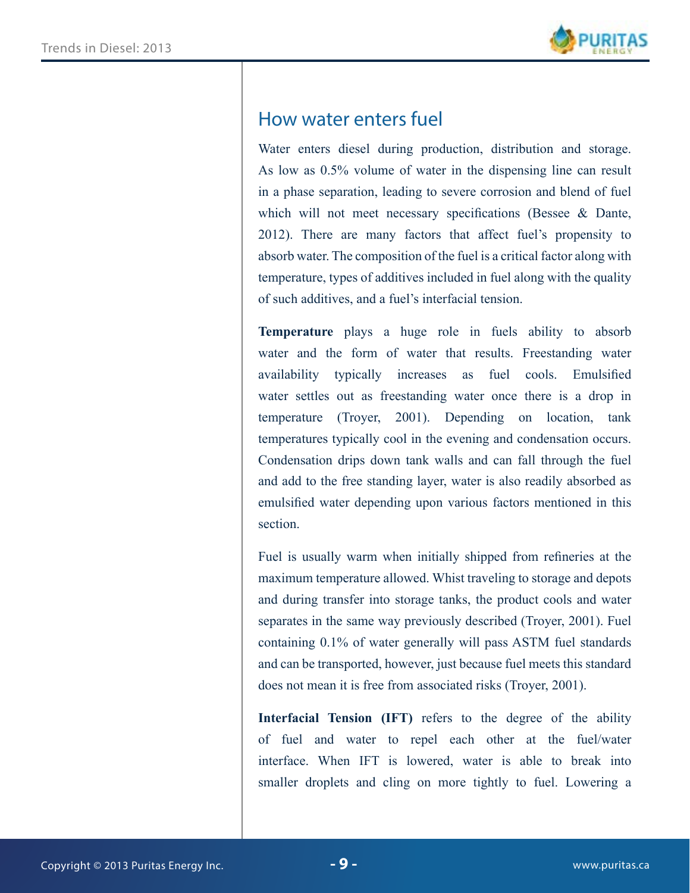## How water enters fuel

Water enters diesel during production, distribution and storage. As low as 0.5% volume of water in the dispensing line can result in a phase separation, leading to severe corrosion and blend of fuel which will not meet necessary specifications (Bessee & Dante, 2012). There are many factors that affect fuel's propensity to absorb water. The composition of the fuel is a critical factor along with temperature, types of additives included in fuel along with the quality of such additives, and a fuel's interfacial tension.

**Temperature** plays a huge role in fuels ability to absorb water and the form of water that results. Freestanding water availability typically increases as fuel cools. Emulsified water settles out as freestanding water once there is a drop in temperature (Troyer, 2001). Depending on location, tank temperatures typically cool in the evening and condensation occurs. Condensation drips down tank walls and can fall through the fuel and add to the free standing layer, water is also readily absorbed as emulsified water depending upon various factors mentioned in this section.

Fuel is usually warm when initially shipped from refineries at the maximum temperature allowed. Whist traveling to storage and depots and during transfer into storage tanks, the product cools and water separates in the same way previously described (Troyer, 2001). Fuel containing 0.1% of water generally will pass ASTM fuel standards and can be transported, however, just because fuel meets this standard does not mean it is free from associated risks (Troyer, 2001).

**Interfacial Tension (IFT)** refers to the degree of the ability of fuel and water to repel each other at the fuel/water interface. When IFT is lowered, water is able to break into smaller droplets and cling on more tightly to fuel. Lowering a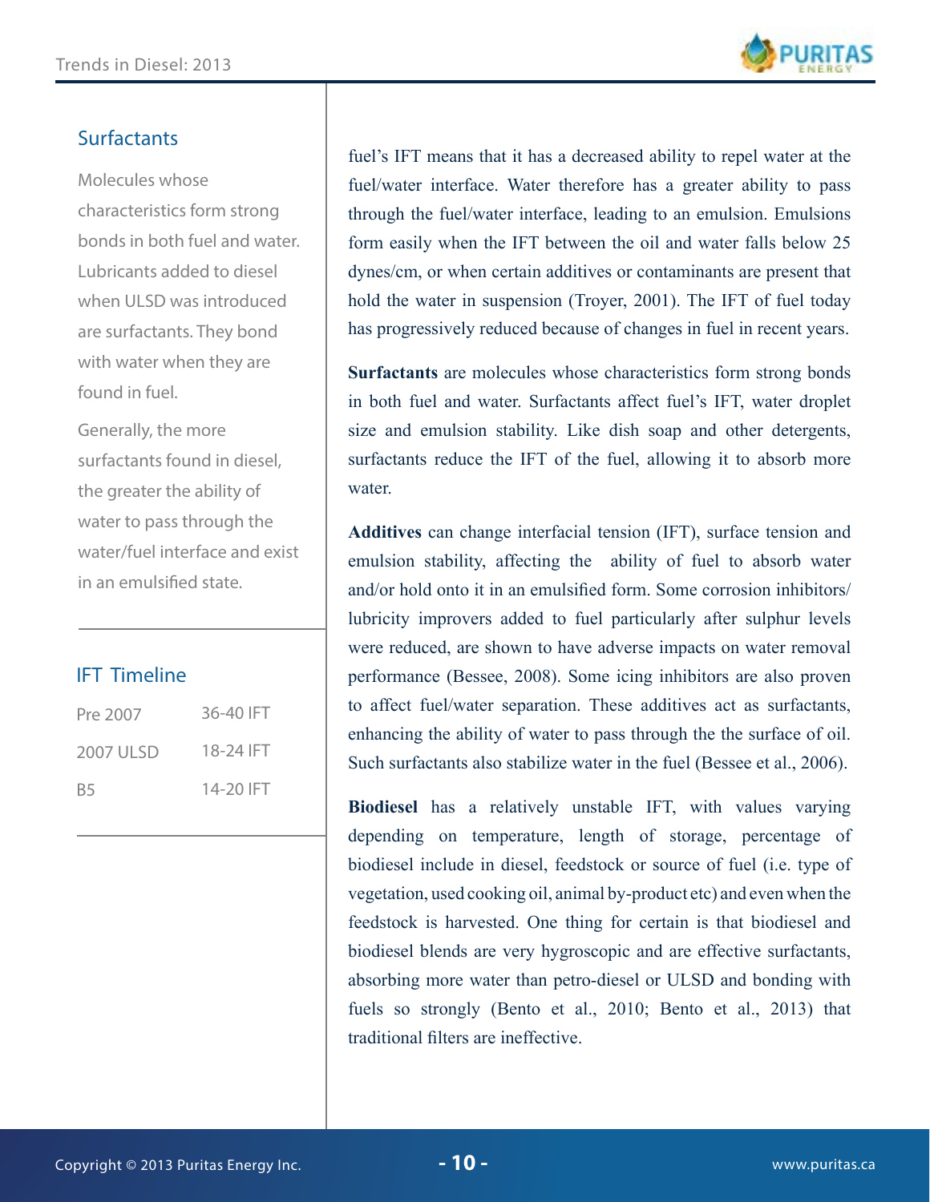## Surfactants

Molecules whose characteristics form strong bonds in both fuel and water. Lubricants added to diesel when ULSD was introduced are surfactants. They bond with water when they are found in fuel.

Generally, the more surfactants found in diesel, the greater the ability of water to pass through the water/fuel interface and exist in an emulsified state.

## IFT Timeline

| | |
|---|---|
| Pre 2007 | 36-40 IFT |
| 2007 ULSD | 18-24 IFT |
| B5 | 14-20 IFT |

fuel's IFT means that it has a decreased ability to repel water at the fuel/water interface. Water therefore has a greater ability to pass through the fuel/water interface, leading to an emulsion. Emulsions form easily when the IFT between the oil and water falls below 25 dynes/cm, or when certain additives or contaminants are present that hold the water in suspension (Troyer, 2001). The IFT of fuel today has progressively reduced because of changes in fuel in recent years.

**Surfactants** are molecules whose characteristics form strong bonds in both fuel and water. Surfactants affect fuel's IFT, water droplet size and emulsion stability. Like dish soap and other detergents, surfactants reduce the IFT of the fuel, allowing it to absorb more water.

**Additives** can change interfacial tension (IFT), surface tension and emulsion stability, affecting the ability of fuel to absorb water and/or hold onto it in an emulsified form. Some corrosion inhibitors/ lubricity improvers added to fuel particularly after sulphur levels were reduced, are shown to have adverse impacts on water removal performance (Bessee, 2008). Some icing inhibitors are also proven to affect fuel/water separation. These additives act as surfactants, enhancing the ability of water to pass through the the surface of oil. Such surfactants also stabilize water in the fuel (Bessee et al., 2006).

**Biodiesel** has a relatively unstable IFT, with values varying depending on temperature, length of storage, percentage of biodiesel include in diesel, feedstock or source of fuel (i.e. type of vegetation, used cooking oil, animal by-product etc) and even when the feedstock is harvested. One thing for certain is that biodiesel and biodiesel blends are very hygroscopic and are effective surfactants, absorbing more water than petro-diesel or ULSD and bonding with fuels so strongly (Bento et al., 2010; Bento et al., 2013) that traditional filters are ineffective.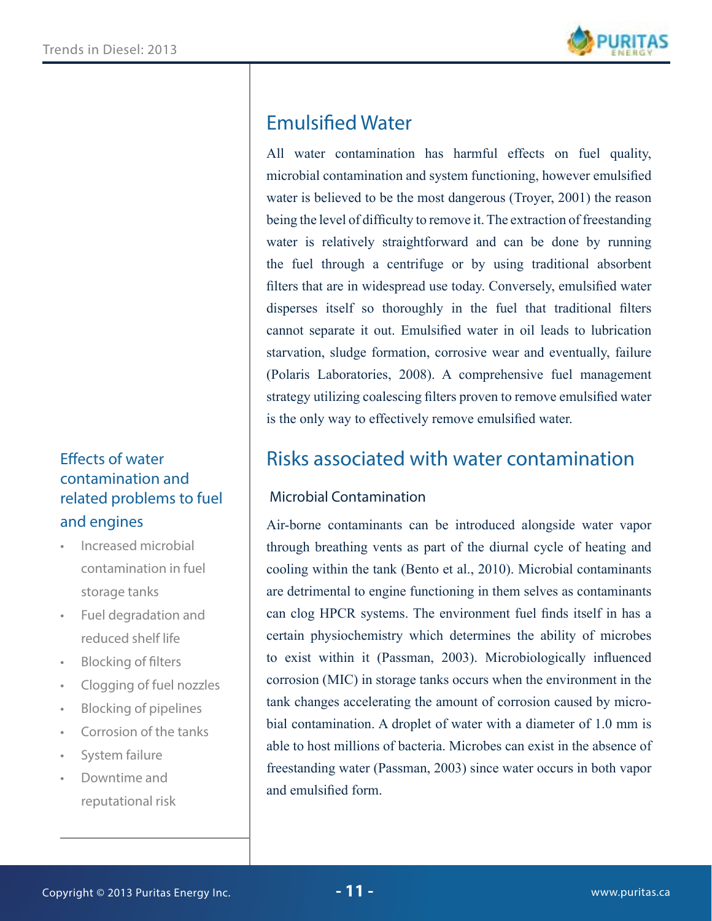## Emulsified Water

All water contamination has harmful effects on fuel quality, microbial contamination and system functioning, however emulsified water is believed to be the most dangerous (Troyer, 2001) the reason being the level of difficulty to remove it. The extraction of freestanding water is relatively straightforward and can be done by running the fuel through a centrifuge or by using traditional absorbent filters that are in widespread use today. Conversely, emulsified water disperses itself so thoroughly in the fuel that traditional filters cannot separate it out. Emulsified water in oil leads to lubrication starvation, sludge formation, corrosive wear and eventually, failure (Polaris Laboratories, 2008). A comprehensive fuel management strategy utilizing coalescing filters proven to remove emulsified water is the only way to effectively remove emulsified water.

## Risks associated with water contamination

### Microbial Contamination

Air-borne contaminants can be introduced alongside water vapor through breathing vents as part of the diurnal cycle of heating and cooling within the tank (Bento et al., 2010). Microbial contaminants are detrimental to engine functioning in them selves as contaminants can clog HPCR systems. The environment fuel finds itself in has a certain physiochemistry which determines the ability of microbes to exist within it (Passman, 2003). Microbiologically influenced corrosion (MIC) in storage tanks occurs when the environment in the tank changes accelerating the amount of corrosion caused by microbial contamination. A droplet of water with a diameter of 1.0 mm is able to host millions of bacteria. Microbes can exist in the absence of freestanding water (Passman, 2003) since water occurs in both vapor and emulsified form.

### Effects of water contamination and related problems to fuel and engines

- Increased microbial contamination in fuel storage tanks
- Fuel degradation and reduced shelf life
- Blocking of filters
- Clogging of fuel nozzles
- Blocking of pipelines
- Corrosion of the tanks
- System failure
- Downtime and reputational risk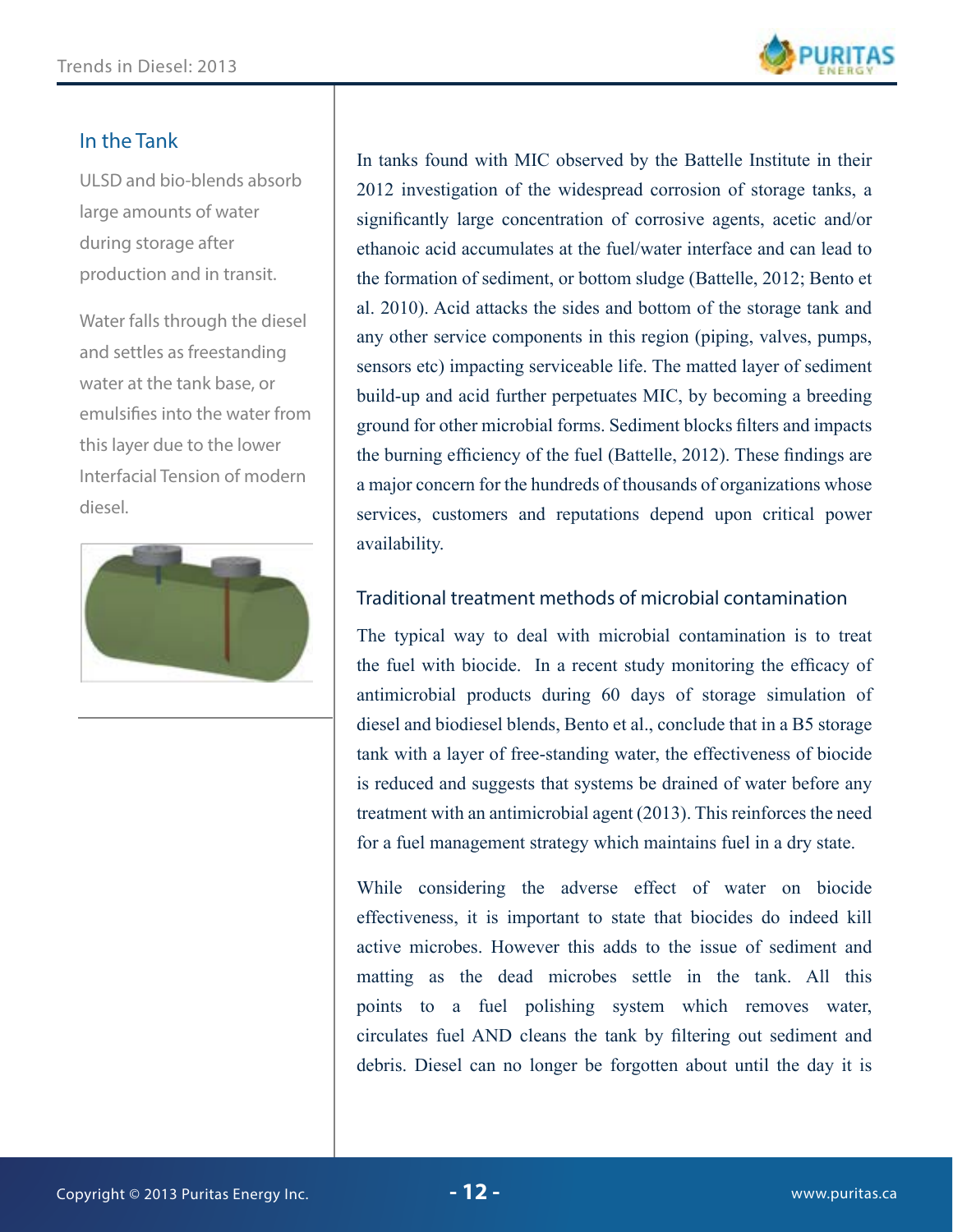## In the Tank

ULSD and bio-blends absorb large amounts of water during storage after production and in transit.

Water falls through the diesel and settles as freestanding water at the tank base, or emulsifies into the water from this layer due to the lower Interfacial Tension of modern diesel.

In tanks found with MIC observed by the Battelle Institute in their 2012 investigation of the widespread corrosion of storage tanks, a significantly large concentration of corrosive agents, acetic and/or ethanoic acid accumulates at the fuel/water interface and can lead to the formation of sediment, or bottom sludge (Battelle, 2012; Bento et al. 2010). Acid attacks the sides and bottom of the storage tank and any other service components in this region (piping, valves, pumps, sensors etc) impacting serviceable life. The matted layer of sediment build-up and acid further perpetuates MIC, by becoming a breeding ground for other microbial forms. Sediment blocks filters and impacts the burning efficiency of the fuel (Battelle, 2012). These findings are a major concern for the hundreds of thousands of organizations whose services, customers and reputations depend upon critical power availability.

### Traditional treatment methods of microbial contamination

The typical way to deal with microbial contamination is to treat the fuel with biocide. In a recent study monitoring the efficacy of antimicrobial products during 60 days of storage simulation of diesel and biodiesel blends, Bento et al., conclude that in a B5 storage tank with a layer of free-standing water, the effectiveness of biocide is reduced and suggests that systems be drained of water before any treatment with an antimicrobial agent (2013). This reinforces the need for a fuel management strategy which maintains fuel in a dry state.

While considering the adverse effect of water on biocide effectiveness, it is important to state that biocides do indeed kill active microbes. However this adds to the issue of sediment and matting as the dead microbes settle in the tank. All this points to a fuel polishing system which removes water, circulates fuel AND cleans the tank by filtering out sediment and debris. Diesel can no longer be forgotten about until the day it is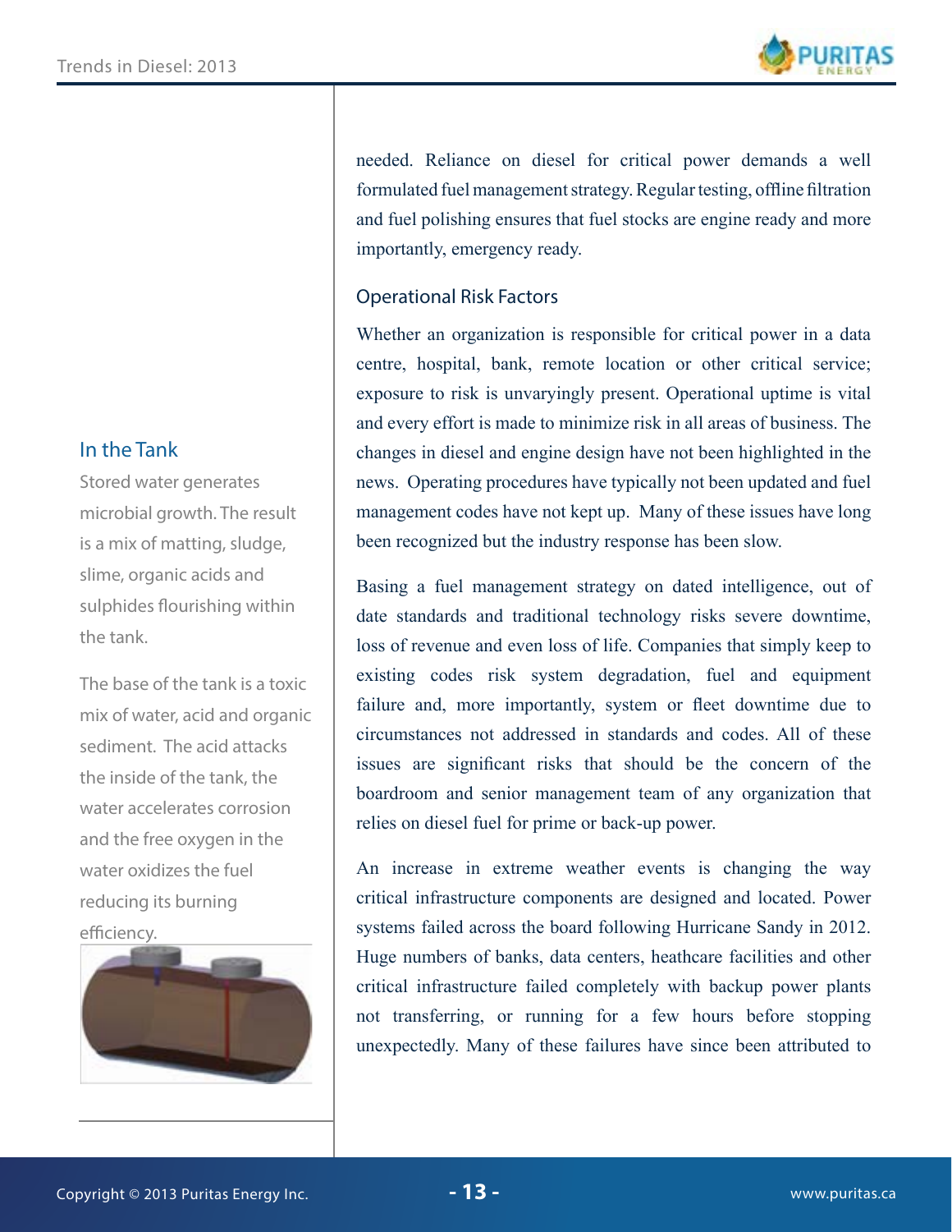needed. Reliance on diesel for critical power demands a well formulated fuel management strategy. Regular testing, offline filtration and fuel polishing ensures that fuel stocks are engine ready and more importantly, emergency ready.

## Operational Risk Factors

Whether an organization is responsible for critical power in a data centre, hospital, bank, remote location or other critical service; exposure to risk is unvaryingly present. Operational uptime is vital and every effort is made to minimize risk in all areas of business. The changes in diesel and engine design have not been highlighted in the news. Operating procedures have typically not been updated and fuel management codes have not kept up. Many of these issues have long been recognized but the industry response has been slow.

Basing a fuel management strategy on dated intelligence, out of date standards and traditional technology risks severe downtime, loss of revenue and even loss of life. Companies that simply keep to existing codes risk system degradation, fuel and equipment failure and, more importantly, system or fleet downtime due to circumstances not addressed in standards and codes. All of these issues are significant risks that should be the concern of the boardroom and senior management team of any organization that relies on diesel fuel for prime or back-up power.

An increase in extreme weather events is changing the way critical infrastructure components are designed and located. Power systems failed across the board following Hurricane Sandy in 2012. Huge numbers of banks, data centers, heathcare facilities and other critical infrastructure failed completely with backup power plants not transferring, or running for a few hours before stopping unexpectedly. Many of these failures have since been attributed to

## In the Tank

Stored water generates microbial growth. The result is a mix of matting, sludge, slime, organic acids and sulphides flourishing within the tank.

The base of the tank is a toxic mix of water, acid and organic sediment. The acid attacks the inside of the tank, the water accelerates corrosion and the free oxygen in the water oxidizes the fuel reducing its burning efficiency.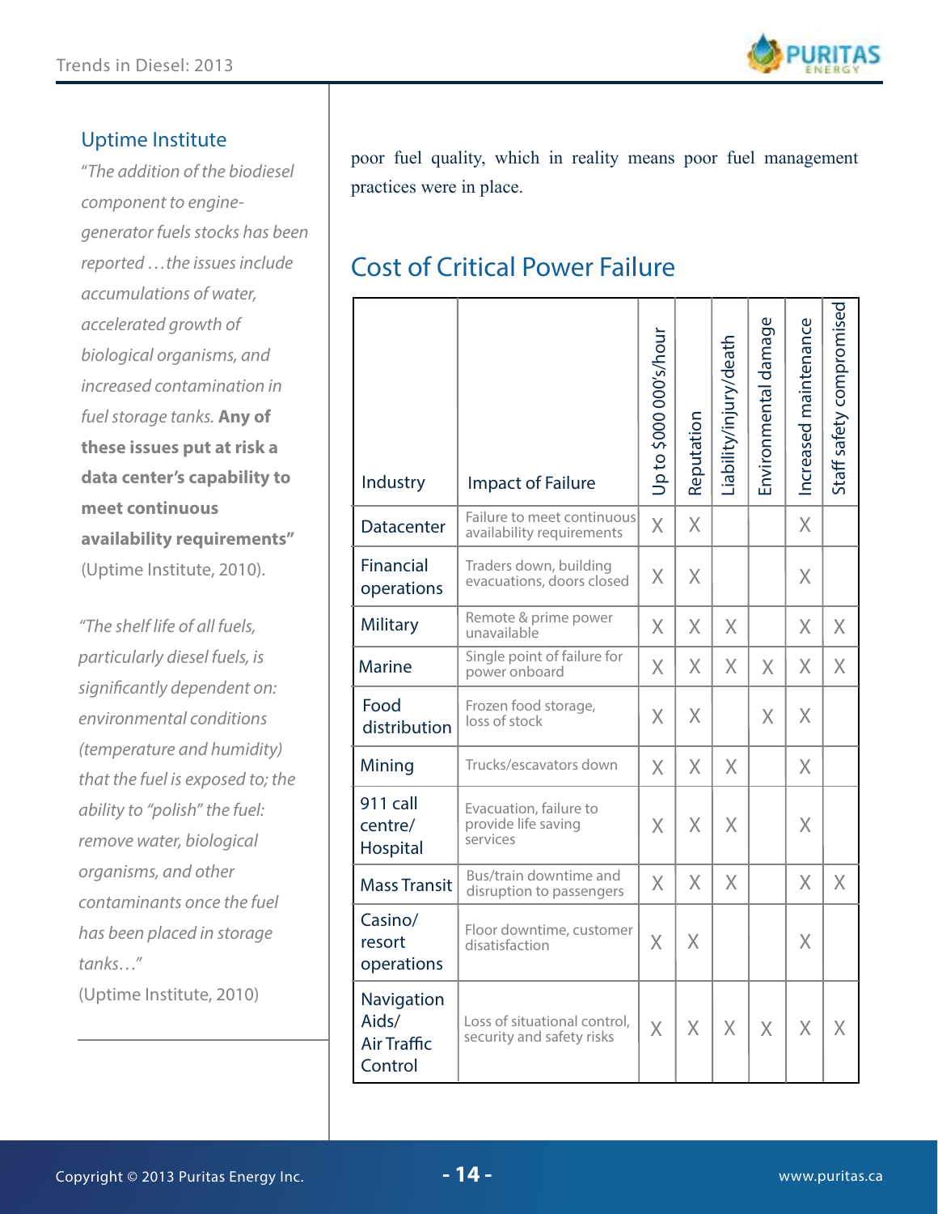## Uptime Institute

*"The addition of the biodiesel component to engine-generator fuels stocks has been reported …the issues include accumulations of water, accelerated growth of biological organisms, and increased contamination in fuel storage tanks.* **Any of these issues put at risk a data center's capability to meet continuous availability requirements"** (Uptime Institute, 2010).

*"The shelf life of all fuels, particularly diesel fuels, is significantly dependent on: environmental conditions (temperature and humidity) that the fuel is exposed to; the ability to "polish" the fuel: remove water, biological organisms, and other contaminants once the fuel has been placed in storage tanks…"* (Uptime Institute, 2010)

poor fuel quality, which in reality means poor fuel management practices were in place.

## Cost of Critical Power Failure

| Industry | Impact of Failure | Up to $000 000's/hour | Reputation | Liability/injury/death | Environmental damage | Increased maintenance | Staff safety compromised |
|---|---|---|---|---|---|---|---|
| Datacenter | Failure to meet continuous availability requirements | X | X | | | X | |
| Financial operations | Traders down, building evacuations, doors closed | X | X | | | X | |
| Military | Remote & prime power unavailable | X | X | X | | X | X |
| Marine | Single point of failure for power onboard | X | X | X | X | X | X |
| Food distribution | Frozen food storage, loss of stock | X | X | | X | X | |
| Mining | Trucks/escavators down | X | X | X | | X | |
| 911 call centre/ Hospital | Evacuation, failure to provide life saving services | X | X | X | | X | |
| Mass Transit | Bus/train downtime and disruption to passengers | X | X | X | | X | X |
| Casino/ resort operations | Floor downtime, customer disatisfaction | X | X | | | X | |
| Navigation Aids/ Air Traffic Control | Loss of situational control, security and safety risks | X | X | X | X | X | X |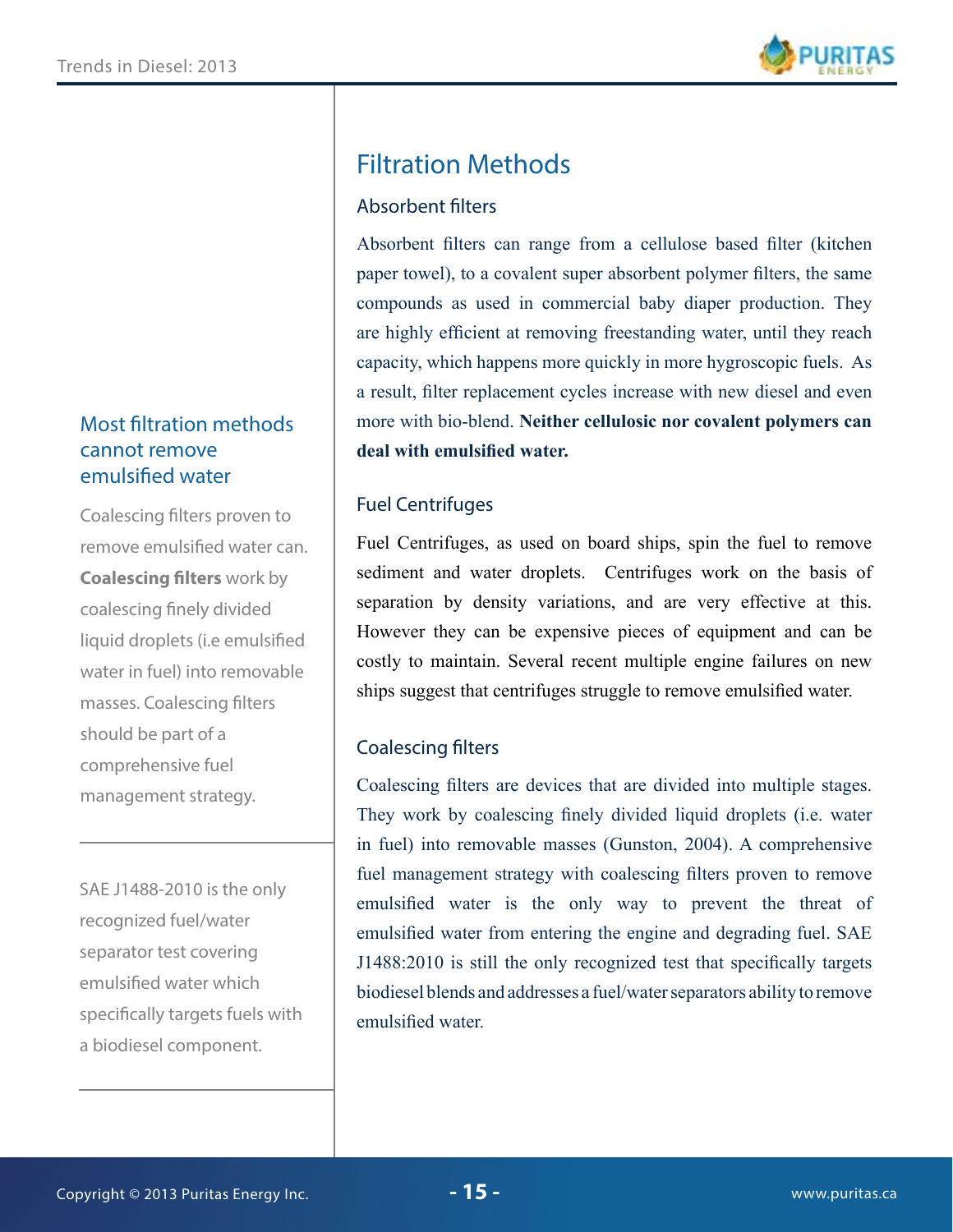## Filtration Methods

### Absorbent filters

Absorbent filters can range from a cellulose based filter (kitchen paper towel), to a covalent super absorbent polymer filters, the same compounds as used in commercial baby diaper production. They are highly efficient at removing freestanding water, until they reach capacity, which happens more quickly in more hygroscopic fuels. As a result, filter replacement cycles increase with new diesel and even more with bio-blend. **Neither cellulosic nor covalent polymers can deal with emulsified water.**

### Fuel Centrifuges

Fuel Centrifuges, as used on board ships, spin the fuel to remove sediment and water droplets. Centrifuges work on the basis of separation by density variations, and are very effective at this. However they can be expensive pieces of equipment and can be costly to maintain. Several recent multiple engine failures on new ships suggest that centrifuges struggle to remove emulsified water.

### Coalescing filters

Coalescing filters are devices that are divided into multiple stages. They work by coalescing finely divided liquid droplets (i.e. water in fuel) into removable masses (Gunston, 2004). A comprehensive fuel management strategy with coalescing filters proven to remove emulsified water is the only way to prevent the threat of emulsified water from entering the engine and degrading fuel. SAE J1488:2010 is still the only recognized test that specifically targets biodiesel blends and addresses a fuel/water separators ability to remove emulsified water.

### Most filtration methods cannot remove emulsified water

Coalescing filters proven to remove emulsified water can. **Coalescing filters** work by coalescing finely divided liquid droplets (i.e emulsified water in fuel) into removable masses. Coalescing filters should be part of a comprehensive fuel management strategy.

---

SAE J1488-2010 is the only recognized fuel/water separator test covering emulsified water which specifically targets fuels with a biodiesel component.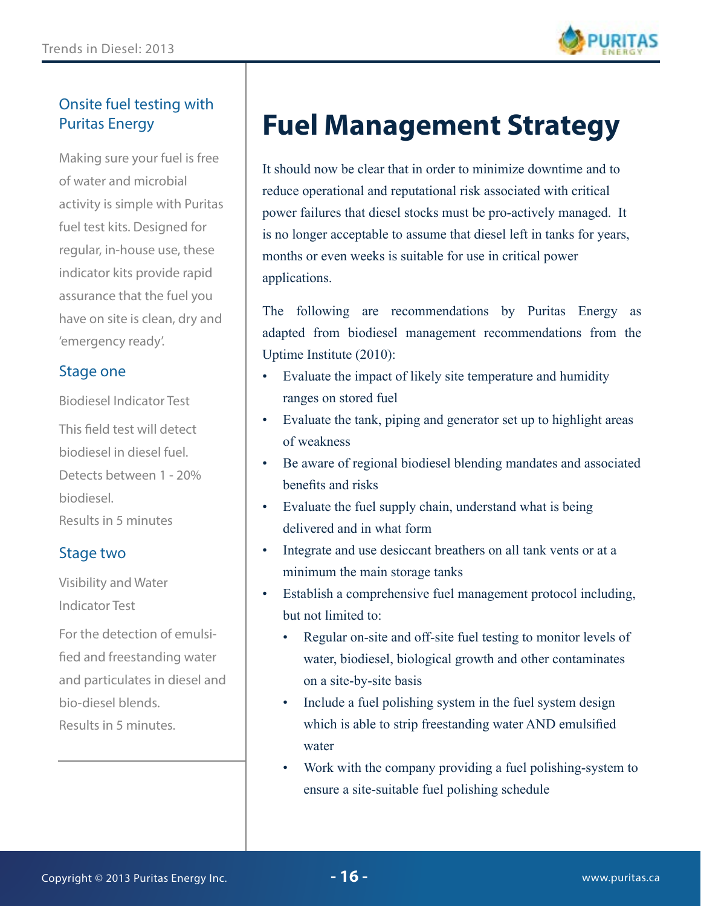## Onsite fuel testing with Puritas Energy

Making sure your fuel is free of water and microbial activity is simple with Puritas fuel test kits. Designed for regular, in-house use, these indicator kits provide rapid assurance that the fuel you have on site is clean, dry and 'emergency ready'.

### Stage one

Biodiesel Indicator Test

This field test will detect biodiesel in diesel fuel. Detects between 1 - 20% biodiesel.
Results in 5 minutes

### Stage two

Visibility and Water Indicator Test

For the detection of emulsified and freestanding water and particulates in diesel and bio-diesel blends.
Results in 5 minutes.

# Fuel Management Strategy

It should now be clear that in order to minimize downtime and to reduce operational and reputational risk associated with critical power failures that diesel stocks must be pro-actively managed. It is no longer acceptable to assume that diesel left in tanks for years, months or even weeks is suitable for use in critical power applications.

The following are recommendations by Puritas Energy as adapted from biodiesel management recommendations from the Uptime Institute (2010):

- Evaluate the impact of likely site temperature and humidity ranges on stored fuel
- Evaluate the tank, piping and generator set up to highlight areas of weakness
- Be aware of regional biodiesel blending mandates and associated benefits and risks
- Evaluate the fuel supply chain, understand what is being delivered and in what form
- Integrate and use desiccant breathers on all tank vents or at a minimum the main storage tanks
- Establish a comprehensive fuel management protocol including, but not limited to:
    - Regular on-site and off-site fuel testing to monitor levels of water, biodiesel, biological growth and other contaminates on a site-by-site basis
    - Include a fuel polishing system in the fuel system design which is able to strip freestanding water AND emulsified water
    - Work with the company providing a fuel polishing-system to ensure a site-suitable fuel polishing schedule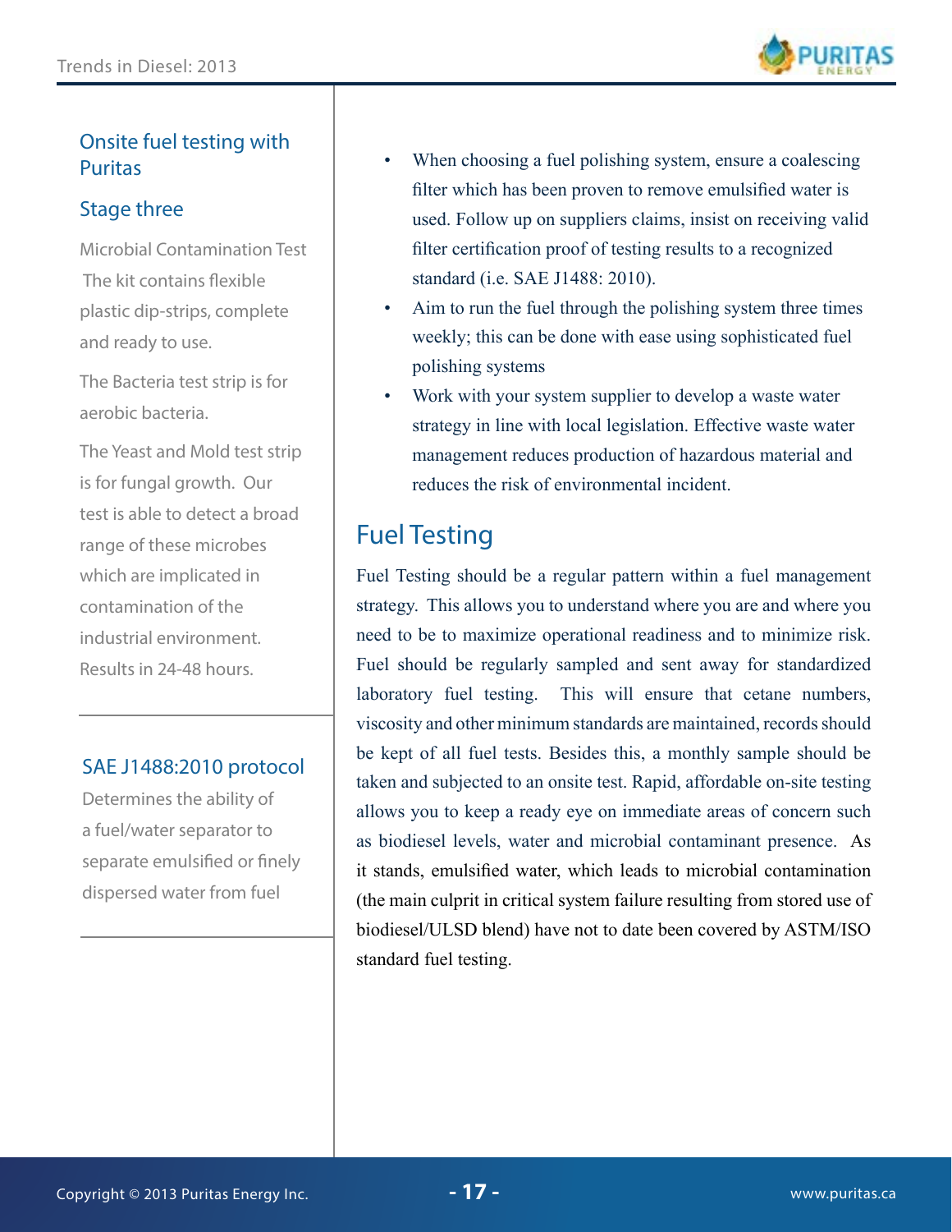## Onsite fuel testing with Puritas

### Stage three

Microbial Contamination Test

The kit contains flexible plastic dip-strips, complete and ready to use.

The Bacteria test strip is for aerobic bacteria.

The Yeast and Mold test strip is for fungal growth. Our test is able to detect a broad range of these microbes which are implicated in contamination of the industrial environment. Results in 24-48 hours.

### SAE J1488:2010 protocol

Determines the ability of a fuel/water separator to separate emulsified or finely dispersed water from fuel

- When choosing a fuel polishing system, ensure a coalescing filter which has been proven to remove emulsified water is used. Follow up on suppliers claims, insist on receiving valid filter certification proof of testing results to a recognized standard (i.e. SAE J1488: 2010).
- Aim to run the fuel through the polishing system three times weekly; this can be done with ease using sophisticated fuel polishing systems
- Work with your system supplier to develop a waste water strategy in line with local legislation. Effective waste water management reduces production of hazardous material and reduces the risk of environmental incident.

# Fuel Testing

Fuel Testing should be a regular pattern within a fuel management strategy. This allows you to understand where you are and where you need to be to maximize operational readiness and to minimize risk. Fuel should be regularly sampled and sent away for standardized laboratory fuel testing. This will ensure that cetane numbers, viscosity and other minimum standards are maintained, records should be kept of all fuel tests. Besides this, a monthly sample should be taken and subjected to an onsite test. Rapid, affordable on-site testing allows you to keep a ready eye on immediate areas of concern such as biodiesel levels, water and microbial contaminant presence. As it stands, emulsified water, which leads to microbial contamination (the main culprit in critical system failure resulting from stored use of biodiesel/ULSD blend) have not to date been covered by ASTM/ISO standard fuel testing.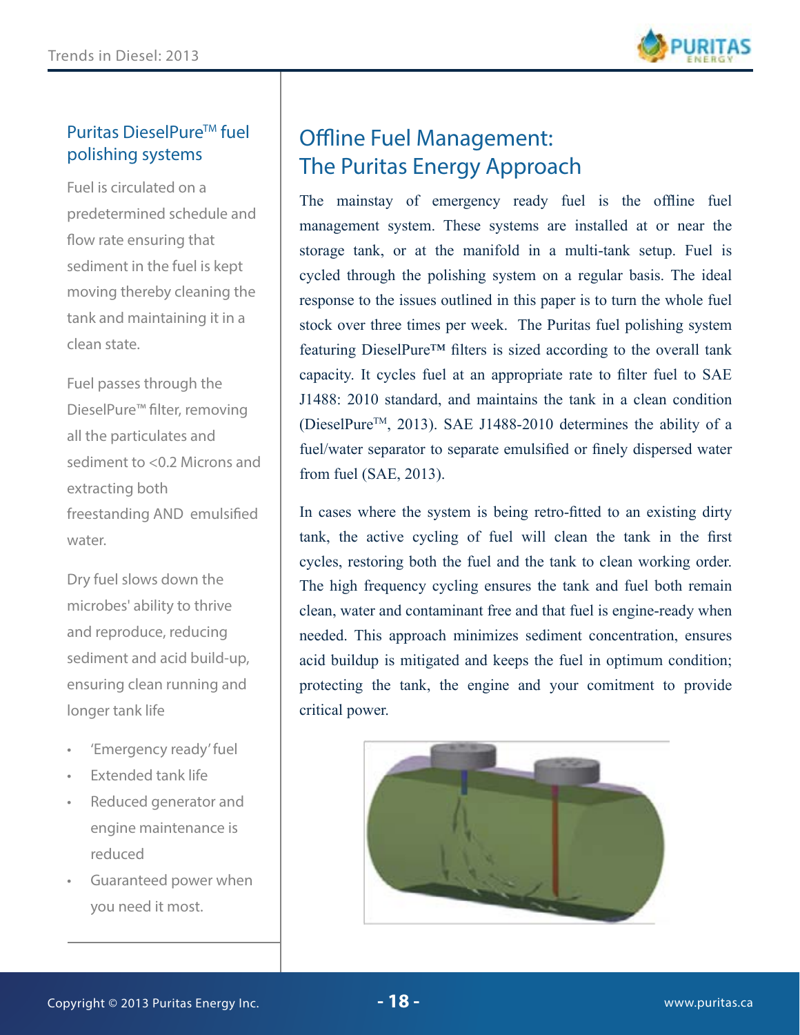## Puritas DieselPure™ fuel polishing systems

Fuel is circulated on a predetermined schedule and flow rate ensuring that sediment in the fuel is kept moving thereby cleaning the tank and maintaining it in a clean state.

Fuel passes through the DieselPure™ filter, removing all the particulates and sediment to <0.2 Microns and extracting both freestanding AND emulsified water.

Dry fuel slows down the microbes' ability to thrive and reproduce, reducing sediment and acid build-up, ensuring clean running and longer tank life

- 'Emergency ready' fuel
- Extended tank life
- Reduced generator and engine maintenance is reduced
- Guaranteed power when you need it most.

# Offline Fuel Management: The Puritas Energy Approach

The mainstay of emergency ready fuel is the offline fuel management system. These systems are installed at or near the storage tank, or at the manifold in a multi-tank setup. Fuel is cycled through the polishing system on a regular basis. The ideal response to the issues outlined in this paper is to turn the whole fuel stock over three times per week. The Puritas fuel polishing system featuring DieselPure™ filters is sized according to the overall tank capacity. It cycles fuel at an appropriate rate to filter fuel to SAE J1488: 2010 standard, and maintains the tank in a clean condition (DieselPure™, 2013). SAE J1488-2010 determines the ability of a fuel/water separator to separate emulsified or finely dispersed water from fuel (SAE, 2013).

In cases where the system is being retro-fitted to an existing dirty tank, the active cycling of fuel will clean the tank in the first cycles, restoring both the fuel and the tank to clean working order. The high frequency cycling ensures the tank and fuel both remain clean, water and contaminant free and that fuel is engine-ready when needed. This approach minimizes sediment concentration, ensures acid buildup is mitigated and keeps the fuel in optimum condition; protecting the tank, the engine and your comitment to provide critical power.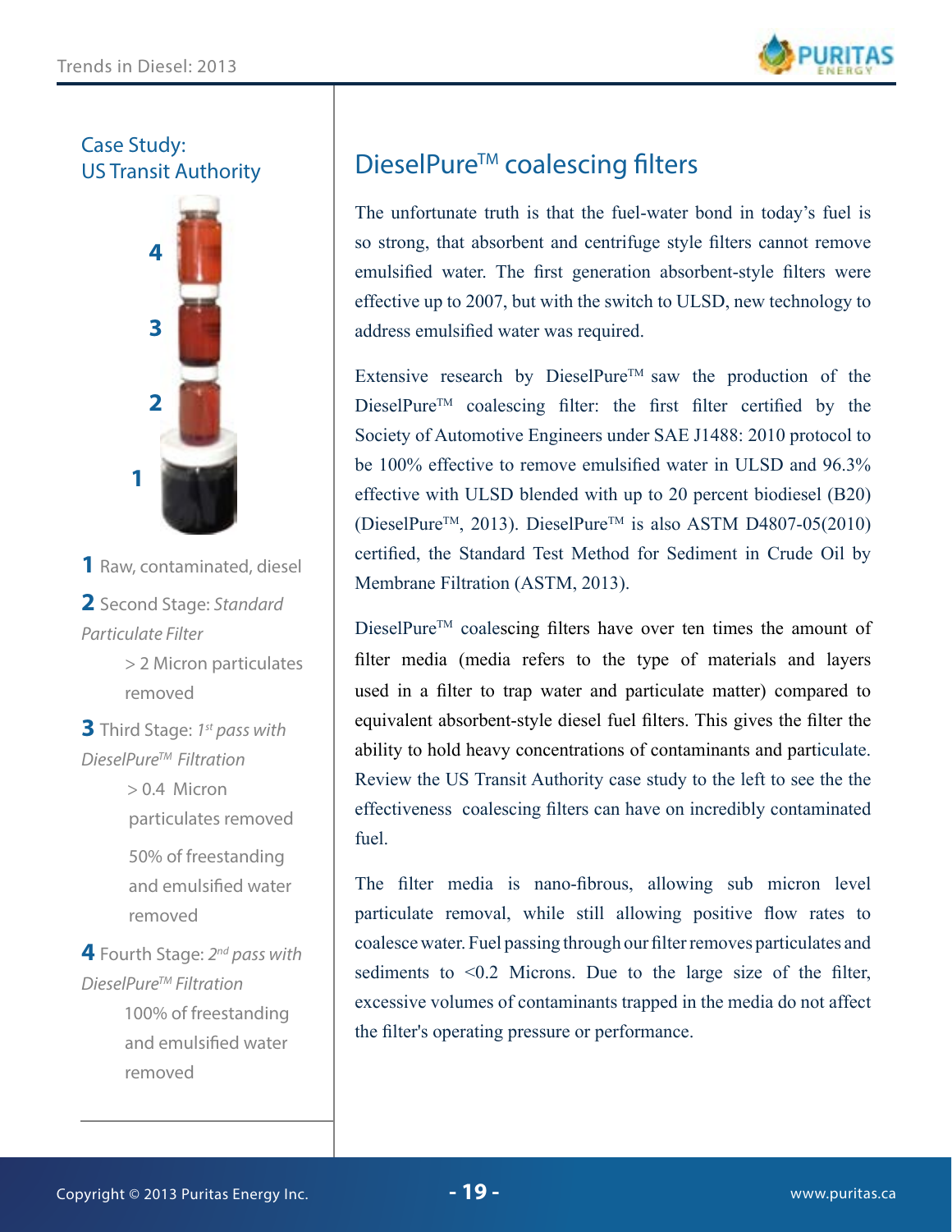## Case Study: US Transit Authority

**1** Raw, contaminated, diesel

**2** Second Stage: *Standard Particulate Filter*

> 2 Micron particulates removed

**3** Third Stage: *1st pass with DieselPure™ Filtration*

> 0.4 Micron particulates removed

50% of freestanding and emulsified water removed

**4** Fourth Stage: *2nd pass with DieselPure™ Filtration*

100% of freestanding and emulsified water removed

## DieselPure™ coalescing filters

The unfortunate truth is that the fuel-water bond in today's fuel is so strong, that absorbent and centrifuge style filters cannot remove emulsified water. The first generation absorbent-style filters were effective up to 2007, but with the switch to ULSD, new technology to address emulsified water was required.

Extensive research by DieselPure™ saw the production of the DieselPure™ coalescing filter: the first filter certified by the Society of Automotive Engineers under SAE J1488: 2010 protocol to be 100% effective to remove emulsified water in ULSD and 96.3% effective with ULSD blended with up to 20 percent biodiesel (B20) (DieselPure™, 2013). DieselPure™ is also ASTM D4807-05(2010) certified, the Standard Test Method for Sediment in Crude Oil by Membrane Filtration (ASTM, 2013).

DieselPure™ coalescing filters have over ten times the amount of filter media (media refers to the type of materials and layers used in a filter to trap water and particulate matter) compared to equivalent absorbent-style diesel fuel filters. This gives the filter the ability to hold heavy concentrations of contaminants and particulate. Review the US Transit Authority case study to the left to see the the effectiveness coalescing filters can have on incredibly contaminated fuel.

The filter media is nano-fibrous, allowing sub micron level particulate removal, while still allowing positive flow rates to coalesce water. Fuel passing through our filter removes particulates and sediments to <0.2 Microns. Due to the large size of the filter, excessive volumes of contaminants trapped in the media do not affect the filter's operating pressure or performance.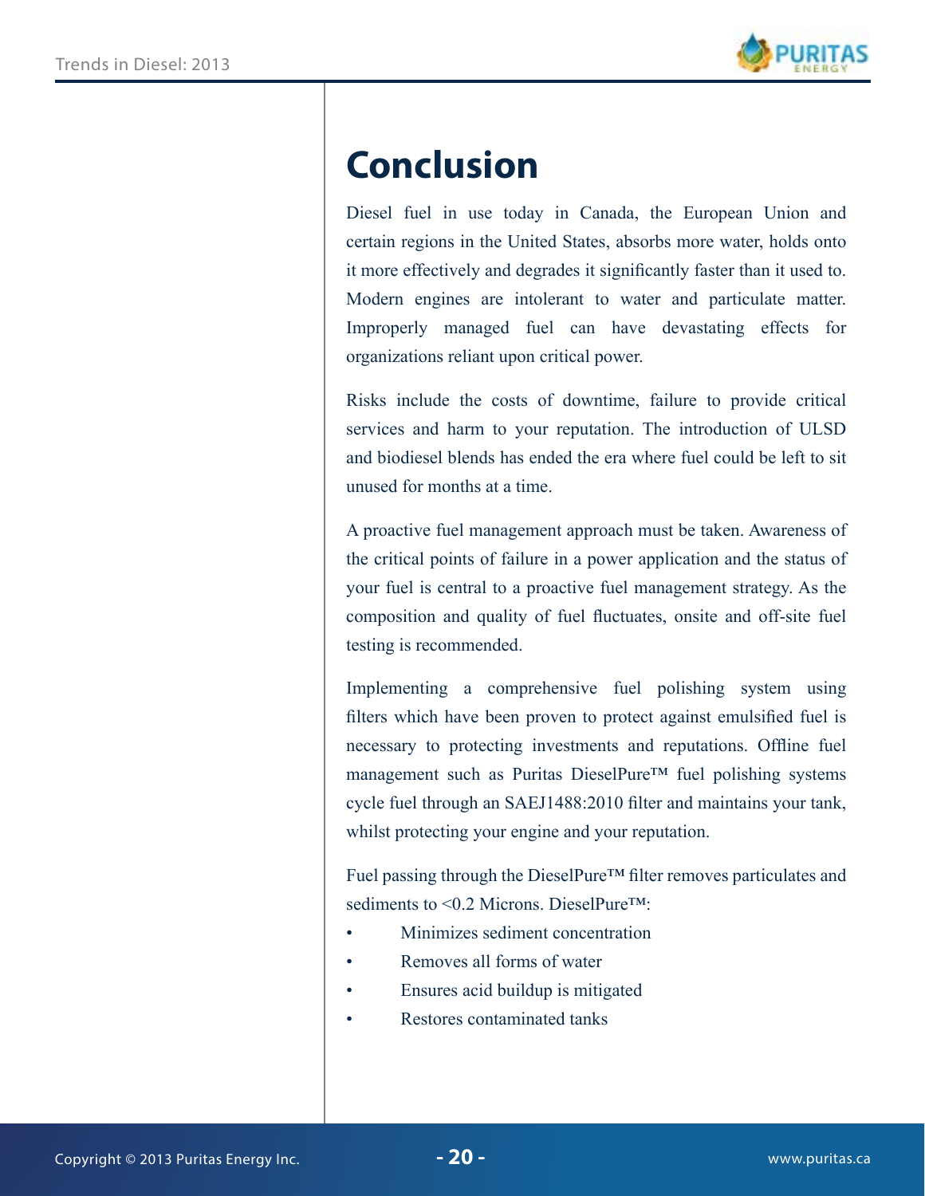# Conclusion

Diesel fuel in use today in Canada, the European Union and certain regions in the United States, absorbs more water, holds onto it more effectively and degrades it significantly faster than it used to. Modern engines are intolerant to water and particulate matter. Improperly managed fuel can have devastating effects for organizations reliant upon critical power.

Risks include the costs of downtime, failure to provide critical services and harm to your reputation. The introduction of ULSD and biodiesel blends has ended the era where fuel could be left to sit unused for months at a time.

A proactive fuel management approach must be taken. Awareness of the critical points of failure in a power application and the status of your fuel is central to a proactive fuel management strategy. As the composition and quality of fuel fluctuates, onsite and off-site fuel testing is recommended.

Implementing a comprehensive fuel polishing system using filters which have been proven to protect against emulsified fuel is necessary to protecting investments and reputations. Offline fuel management such as Puritas DieselPure™ fuel polishing systems cycle fuel through an SAEJ1488:2010 filter and maintains your tank, whilst protecting your engine and your reputation.

Fuel passing through the DieselPure™ filter removes particulates and sediments to <0.2 Microns. DieselPure™:

- Minimizes sediment concentration
- Removes all forms of water
- Ensures acid buildup is mitigated
- Restores contaminated tanks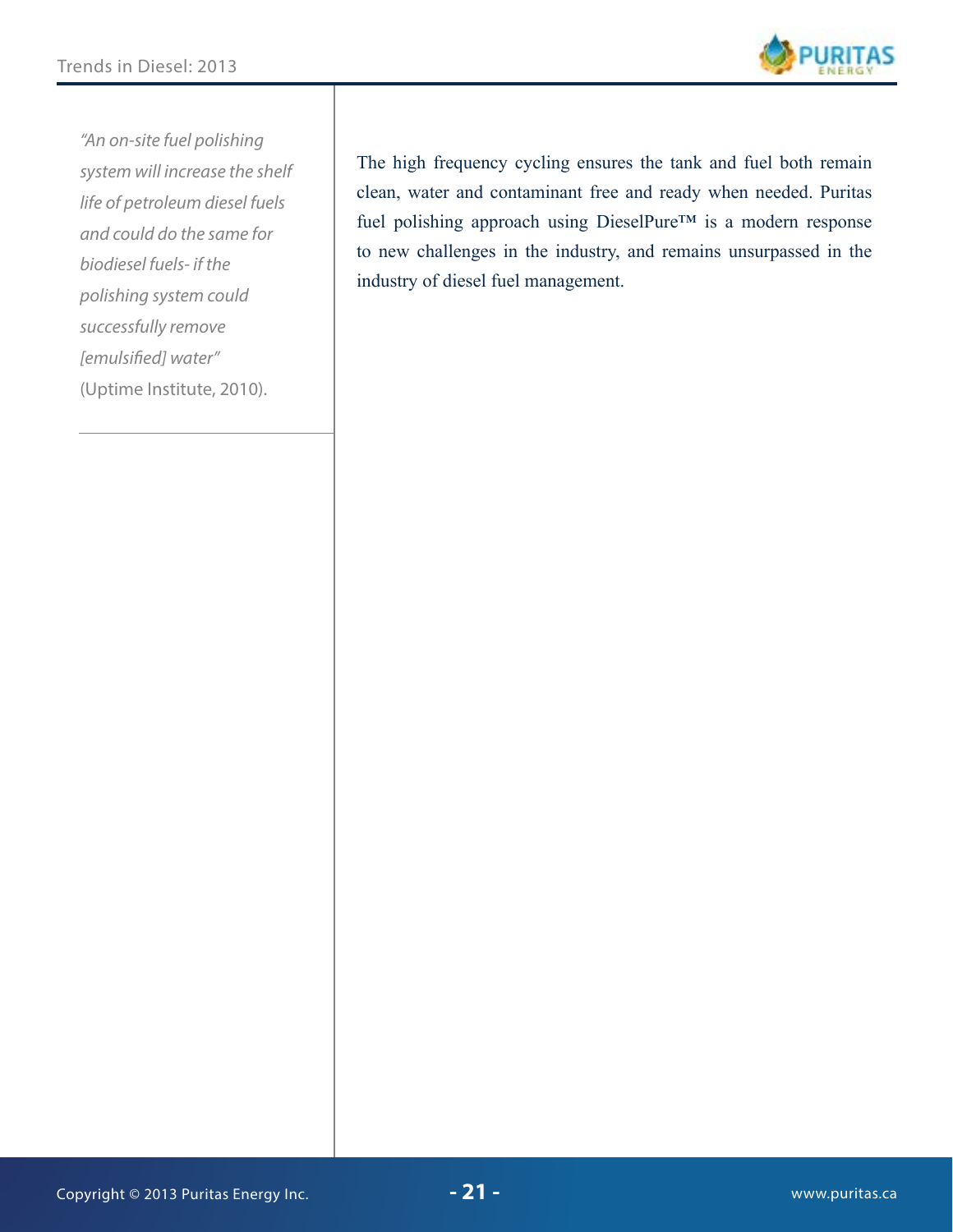*"An on-site fuel polishing system will increase the shelf life of petroleum diesel fuels and could do the same for biodiesel fuels- if the polishing system could successfully remove [emulsified] water"* (Uptime Institute, 2010).

The high frequency cycling ensures the tank and fuel both remain clean, water and contaminant free and ready when needed. Puritas fuel polishing approach using DieselPure™ is a modern response to new challenges in the industry, and remains unsurpassed in the industry of diesel fuel management.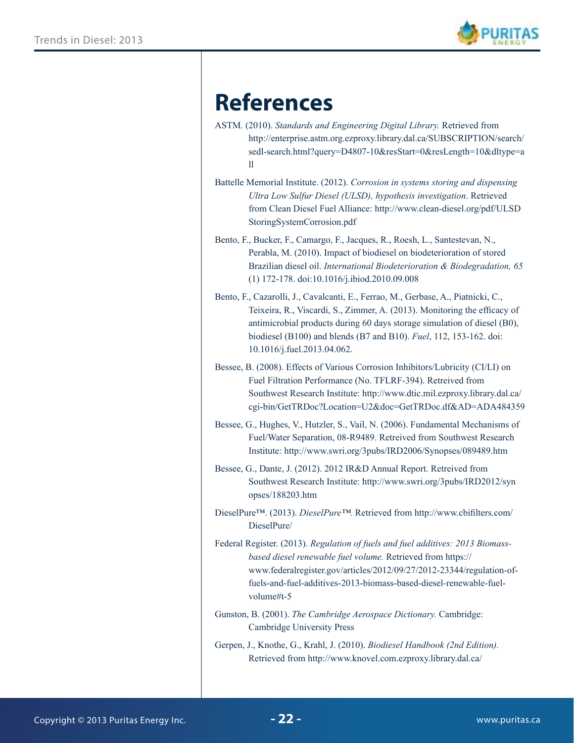# References

ASTM. (2010). *Standards and Engineering Digital Library.* Retrieved from http://enterprise.astm.org.ezproxy.library.dal.ca/SUBSCRIPTION/search/sedl-search.html?query=D4807-10&resStart=0&resLength=10&dltype=all

Battelle Memorial Institute. (2012). *Corrosion in systems storing and dispensing Ultra Low Sulfur Diesel (ULSD), hypothesis investigation*. Retrieved from Clean Diesel Fuel Alliance: http://www.clean-diesel.org/pdf/ULSD StoringSystemCorrosion.pdf

Bento, F., Bucker, F., Camargo, F., Jacques, R., Roesh, L., Santestevan, N., Perabla, M. (2010). Impact of biodiesel on biodeterioration of stored Brazilian diesel oil. *International Biodeterioration & Biodegradation, 65* (1) 172-178. doi:10.1016/j.ibiod.2010.09.008

Bento, F., Cazarolli, J., Cavalcanti, E., Ferrao, M., Gerbase, A., Piatnicki, C., Teixeira, R., Viscardi, S., Zimmer, A. (2013). Monitoring the efficacy of antimicrobial products during 60 days storage simulation of diesel (B0), biodiesel (B100) and blends (B7 and B10). *Fuel*, 112, 153-162. doi: 10.1016/j.fuel.2013.04.062.

Bessee, B. (2008). Effects of Various Corrosion Inhibitors/Lubricity (CI/LI) on Fuel Filtration Performance (No. TFLRF-394). Retreived from Southwest Research Institute: http://www.dtic.mil.ezproxy.library.dal.ca/cgi-bin/GetTRDoc?Location=U2&doc=GetTRDoc.df&AD=ADA484359

Bessee, G., Hughes, V., Hutzler, S., Vail, N. (2006). Fundamental Mechanisms of Fuel/Water Separation, 08-R9489. Retreived from Southwest Research Institute: http://www.swri.org/3pubs/IRD2006/Synopses/089489.htm

Bessee, G., Dante, J. (2012). 2012 IR&D Annual Report. Retreived from Southwest Research Institute: http://www.swri.org/3pubs/IRD2012/synopses/188203.htm

DieselPure™. (2013). *DieselPure™.* Retrieved from http://www.cbifilters.com/DieselPure/

Federal Register. (2013). *Regulation of fuels and fuel additives: 2013 Biomass-based diesel renewable fuel volume.* Retrieved from https://www.federalregister.gov/articles/2012/09/27/2012-23344/regulation-of-fuels-and-fuel-additives-2013-biomass-based-diesel-renewable-fuel-volume#t-5

Gunston, B. (2001). *The Cambridge Aerospace Dictionary.* Cambridge: Cambridge University Press

Gerpen, J., Knothe, G., Krahl, J. (2010). *Biodiesel Handbook (2nd Edition).* Retrieved from http://www.knovel.com.ezproxy.library.dal.ca/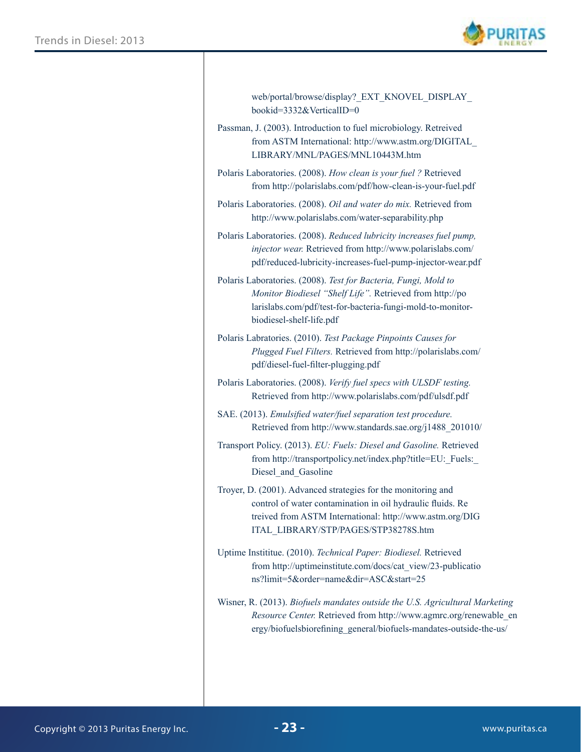web/portal/browse/display?_EXT_KNOVEL_DISPLAY_bookid=3332&VerticalID=0

Passman, J. (2003). Introduction to fuel microbiology. Retreived from ASTM International: http://www.astm.org/DIGITAL_LIBRARY/MNL/PAGES/MNL10443M.htm

Polaris Laboratories. (2008). *How clean is your fuel ?* Retrieved from http://polarislabs.com/pdf/how-clean-is-your-fuel.pdf

Polaris Laboratories. (2008). *Oil and water do mix.* Retrieved from http://www.polarislabs.com/water-separability.php

Polaris Laboratories. (2008). *Reduced lubricity increases fuel pump, injector wear.* Retrieved from http://www.polarislabs.com/pdf/reduced-lubricity-increases-fuel-pump-injector-wear.pdf

Polaris Laboratories. (2008). *Test for Bacteria, Fungi, Mold to Monitor Biodiesel "Shelf Life".* Retrieved from http://polarislabs.com/pdf/test-for-bacteria-fungi-mold-to-monitor-biodiesel-shelf-life.pdf

Polaris Labratories. (2010). *Test Package Pinpoints Causes for Plugged Fuel Filters.* Retrieved from http://polarislabs.com/pdf/diesel-fuel-filter-plugging.pdf

Polaris Laboratories. (2008). *Verify fuel specs with ULSDF testing.* Retrieved from http://www.polarislabs.com/pdf/ulsdf.pdf

SAE. (2013). *Emulsified water/fuel separation test procedure.* Retrieved from http://www.standards.sae.org/j1488_201010/

Transport Policy. (2013). *EU: Fuels: Diesel and Gasoline.* Retrieved from http://transportpolicy.net/index.php?title=EU:_Fuels:_Diesel_and_Gasoline

Troyer, D. (2001). Advanced strategies for the monitoring and control of water contamination in oil hydraulic fluids. Retreived from ASTM International: http://www.astm.org/DIGITAL_LIBRARY/STP/PAGES/STP38278S.htm

Uptime Instititue. (2010). *Technical Paper: Biodiesel.* Retrieved from http://uptimeinstitute.com/docs/cat_view/23-publications?limit=5&order=name&dir=ASC&start=25

Wisner, R. (2013). *Biofuels mandates outside the U.S. Agricultural Marketing Resource Center.* Retrieved from http://www.agmrc.org/renewable_energy/biofuelsbiorefining_general/biofuels-mandates-outside-the-us/